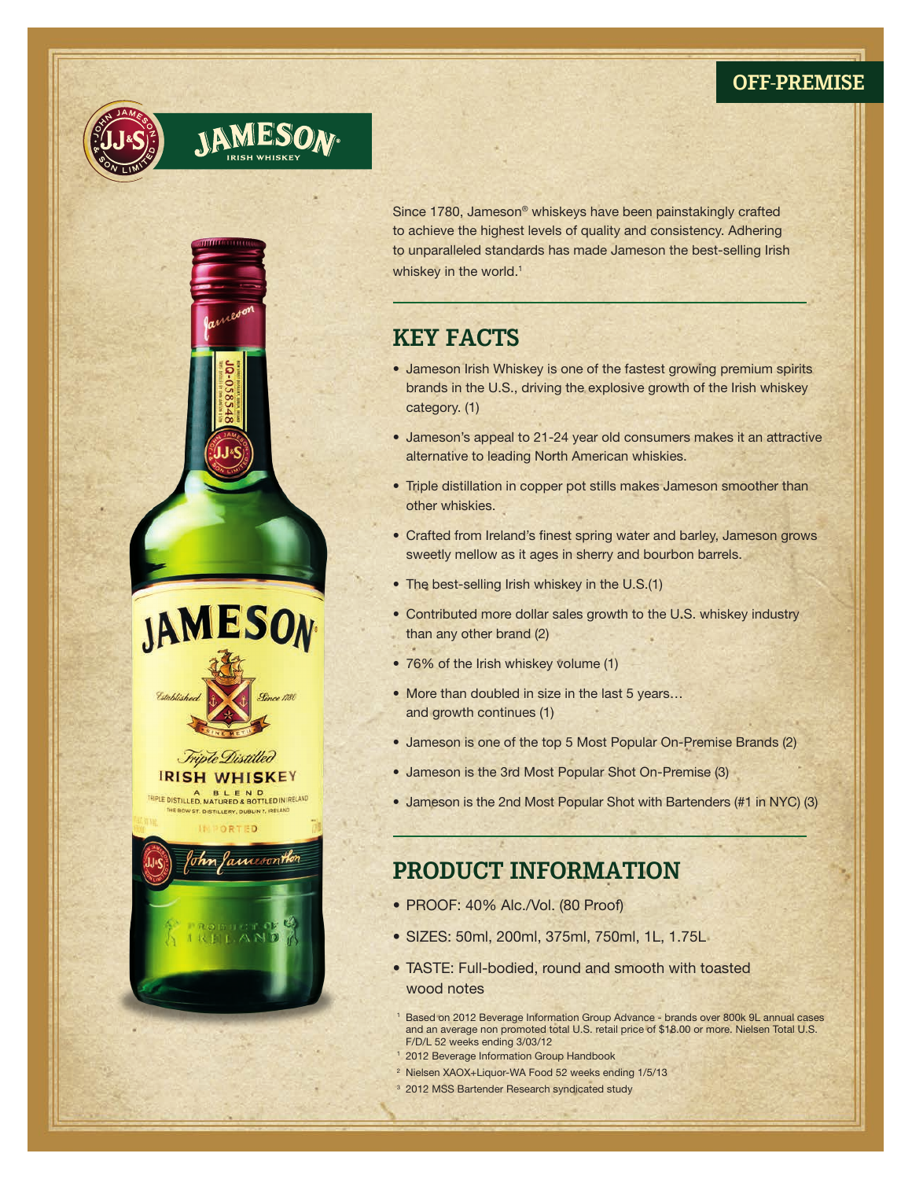OFF-PREMISE

# JAMESON

IRISH WHISKEY

Since 1780, Jameson® whiskeys have been painstakingly crafted to achieve the highest levels of quality and consistency. Adhering to unparalleled standards has made Jameson the best-selling Irish whiskey in the world.[1]

## KEY FACTS

- Jameson Irish Whiskey is one of the fastest growing premium spirits brands in the U.S., driving the explosive growth of the Irish whiskey category. (1)
- Jameson's appeal to 21-24 year old consumers makes it an attractive alternative to leading North American whiskies.
- Triple distillation in copper pot stills makes Jameson smoother than other whiskies.
- Crafted from Ireland's finest spring water and barley, Jameson grows sweetly mellow as it ages in sherry and bourbon barrels.
- The best-selling Irish whiskey in the U.S.(1)
- Contributed more dollar sales growth to the U.S. whiskey industry than any other brand (2)
- 76% of the Irish whiskey volume (1)
- More than doubled in size in the last 5 years… and growth continues (1)
- Jameson is one of the top 5 Most Popular On-Premise Brands (2)
- Jameson is the 3rd Most Popular Shot On-Premise (3)
- Jameson is the 2nd Most Popular Shot with Bartenders (#1 in NYC) (3)

## PRODUCT INFORMATION

- PROOF: 40% Alc./Vol. (80 Proof)
- SIZES: 50ml, 200ml, 375ml, 750ml, 1L, 1.75L
- TASTE: Full-bodied, round and smooth with toasted wood notes

[1] Based on 2012 Beverage Information Group Advance - brands over 800k 9L annual cases and an average non promoted total U.S. retail price of $18.00 or more. Nielsen Total U.S. F/D/L 52 weeks ending 3/03/12

[1] 2012 Beverage Information Group Handbook

[2] Nielsen XAOX+Liquor-WA Food 52 weeks ending 1/5/13

[3] 2012 MSS Bartender Research syndicated study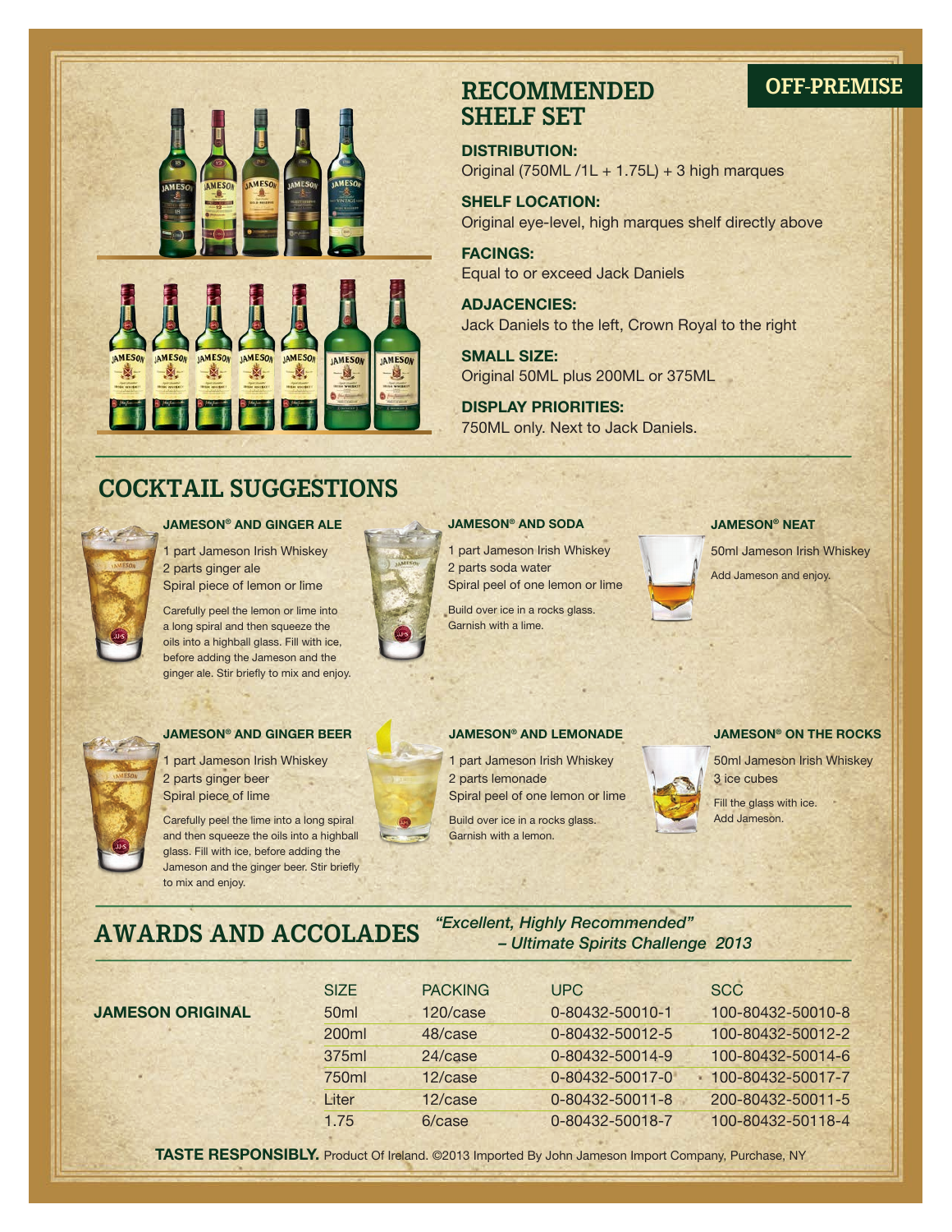OFF-PREMISE

## RECOMMENDED SHELF SET

**DISTRIBUTION:**
Original (750ML /1L + 1.75L) + 3 high marques

**SHELF LOCATION:**
Original eye-level, high marques shelf directly above

**FACINGS:**
Equal to or exceed Jack Daniels

**ADJACENCIES:**
Jack Daniels to the left, Crown Royal to the right

**SMALL SIZE:**
Original 50ML plus 200ML or 375ML

**DISPLAY PRIORITIES:**
750ML only. Next to Jack Daniels.

## COCKTAIL SUGGESTIONS

### JAMESON® AND GINGER ALE

1 part Jameson Irish Whiskey
2 parts ginger ale
Spiral piece of lemon or lime

Carefully peel the lemon or lime into a long spiral and then squeeze the oils into a highball glass. Fill with ice, before adding the Jameson and the ginger ale. Stir briefly to mix and enjoy.

### JAMESON® AND SODA

1 part Jameson Irish Whiskey
2 parts soda water
Spiral peel of one lemon or lime

Build over ice in a rocks glass. Garnish with a lime.

### JAMESON® NEAT

50ml Jameson Irish Whiskey

Add Jameson and enjoy.

### JAMESON® AND GINGER BEER

1 part Jameson Irish Whiskey
2 parts ginger beer
Spiral piece of lime

Carefully peel the lime into a long spiral and then squeeze the oils into a highball glass. Fill with ice, before adding the Jameson and the ginger beer. Stir briefly to mix and enjoy.

### JAMESON® AND LEMONADE

1 part Jameson Irish Whiskey
2 parts lemonade
Spiral peel of one lemon or lime

Build over ice in a rocks glass. Garnish with a lemon.

### JAMESON® ON THE ROCKS

50ml Jameson Irish Whiskey
3 ice cubes

Fill the glass with ice. Add Jameson.

## AWARDS AND ACCOLADES

*"Excellent, Highly Recommended"*
*– Ultimate Spirits Challenge 2013*

| | SIZE | PACKING | UPC | SCC |
|---|---|---|---|---|
| **JAMESON ORIGINAL** | 50ml | 120/case | 0-80432-50010-1 | 100-80432-50010-8 |
| | 200ml | 48/case | 0-80432-50012-5 | 100-80432-50012-2 |
| | 375ml | 24/case | 0-80432-50014-9 | 100-80432-50014-6 |
| | 750ml | 12/case | 0-80432-50017-0 | 100-80432-50017-7 |
| | Liter | 12/case | 0-80432-50011-8 | 200-80432-50011-5 |
| | 1.75 | 6/case | 0-80432-50018-7 | 100-80432-50118-4 |

**TASTE RESPONSIBLY.** Product Of Ireland. ©2013 Imported By John Jameson Import Company, Purchase, NY